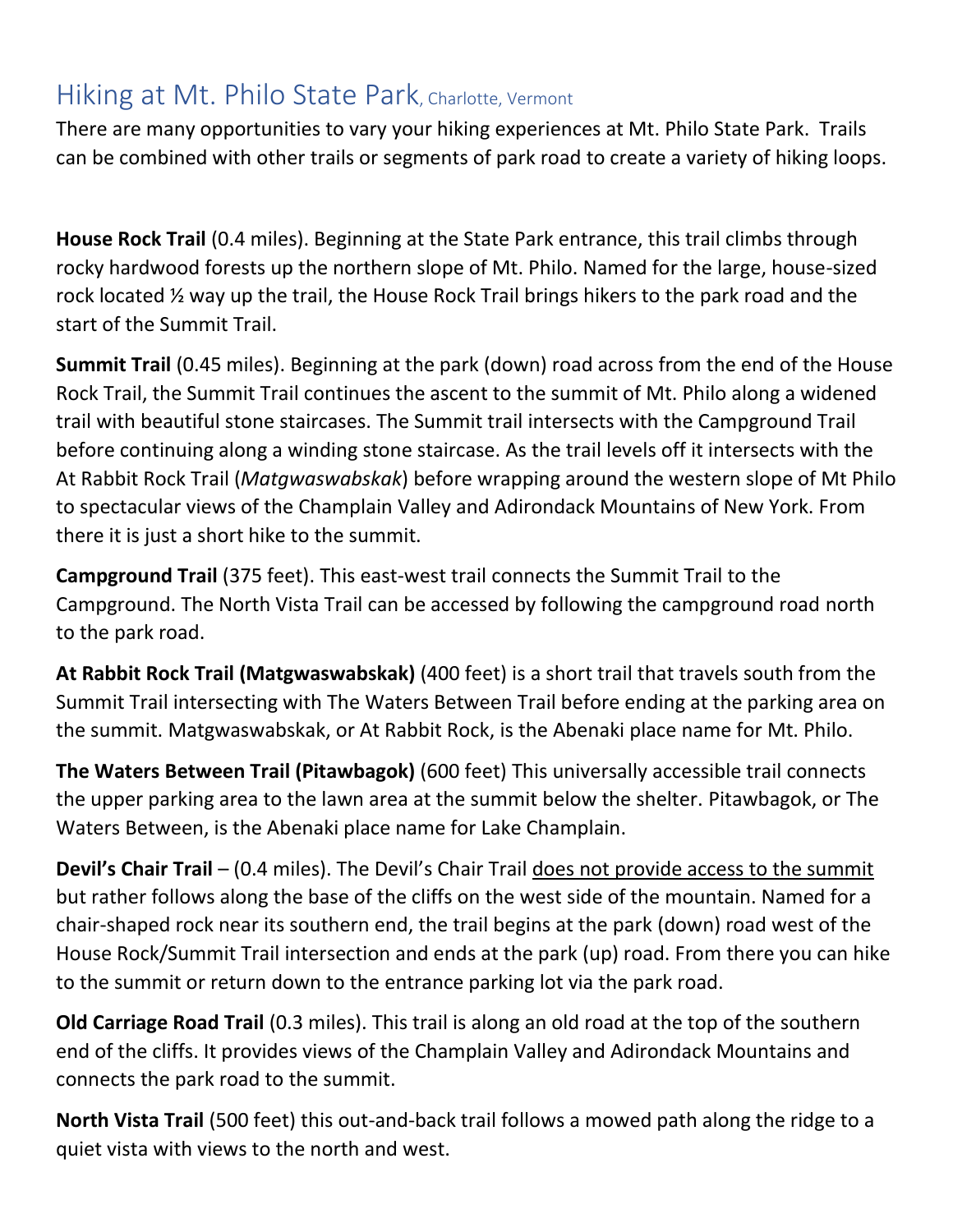# Hiking at Mt. Philo State Park, Charlotte, Vermont

There are many opportunities to vary your hiking experiences at Mt. Philo State Park. Trails can be combined with other trails or segments of park road to create a variety of hiking loops.

**House Rock Trail** (0.4 miles). Beginning at the State Park entrance, this trail climbs through rocky hardwood forests up the northern slope of Mt. Philo. Named for the large, house-sized rock located ½ way up the trail, the House Rock Trail brings hikers to the park road and the start of the Summit Trail.

**Summit Trail** (0.45 miles). Beginning at the park (down) road across from the end of the House Rock Trail, the Summit Trail continues the ascent to the summit of Mt. Philo along a widened trail with beautiful stone staircases. The Summit trail intersects with the Campground Trail before continuing along a winding stone staircase. As the trail levels off it intersects with the At Rabbit Rock Trail (*Matgwaswabskak*) before wrapping around the western slope of Mt Philo to spectacular views of the Champlain Valley and Adirondack Mountains of New York. From there it is just a short hike to the summit.

**Campground Trail** (375 feet). This east-west trail connects the Summit Trail to the Campground. The North Vista Trail can be accessed by following the campground road north to the park road.

**At Rabbit Rock Trail (Matgwaswabskak)** (400 feet) is a short trail that travels south from the Summit Trail intersecting with The Waters Between Trail before ending at the parking area on the summit. Matgwaswabskak, or At Rabbit Rock, is the Abenaki place name for Mt. Philo.

**The Waters Between Trail (Pitawbagok)** (600 feet) This universally accessible trail connects the upper parking area to the lawn area at the summit below the shelter. Pitawbagok, or The Waters Between, is the Abenaki place name for Lake Champlain.

**Devil's Chair Trail** – (0.4 miles). The Devil's Chair Trail <u>does not provide access to the summit</u> but rather follows along the base of the cliffs on the west side of the mountain. Named for a chair-shaped rock near its southern end, the trail begins at the park (down) road west of the House Rock/Summit Trail intersection and ends at the park (up) road. From there you can hike to the summit or return down to the entrance parking lot via the park road.

**Old Carriage Road Trail** (0.3 miles). This trail is along an old road at the top of the southern end of the cliffs. It provides views of the Champlain Valley and Adirondack Mountains and connects the park road to the summit.

**North Vista Trail** (500 feet) this out-and-back trail follows a mowed path along the ridge to a quiet vista with views to the north and west.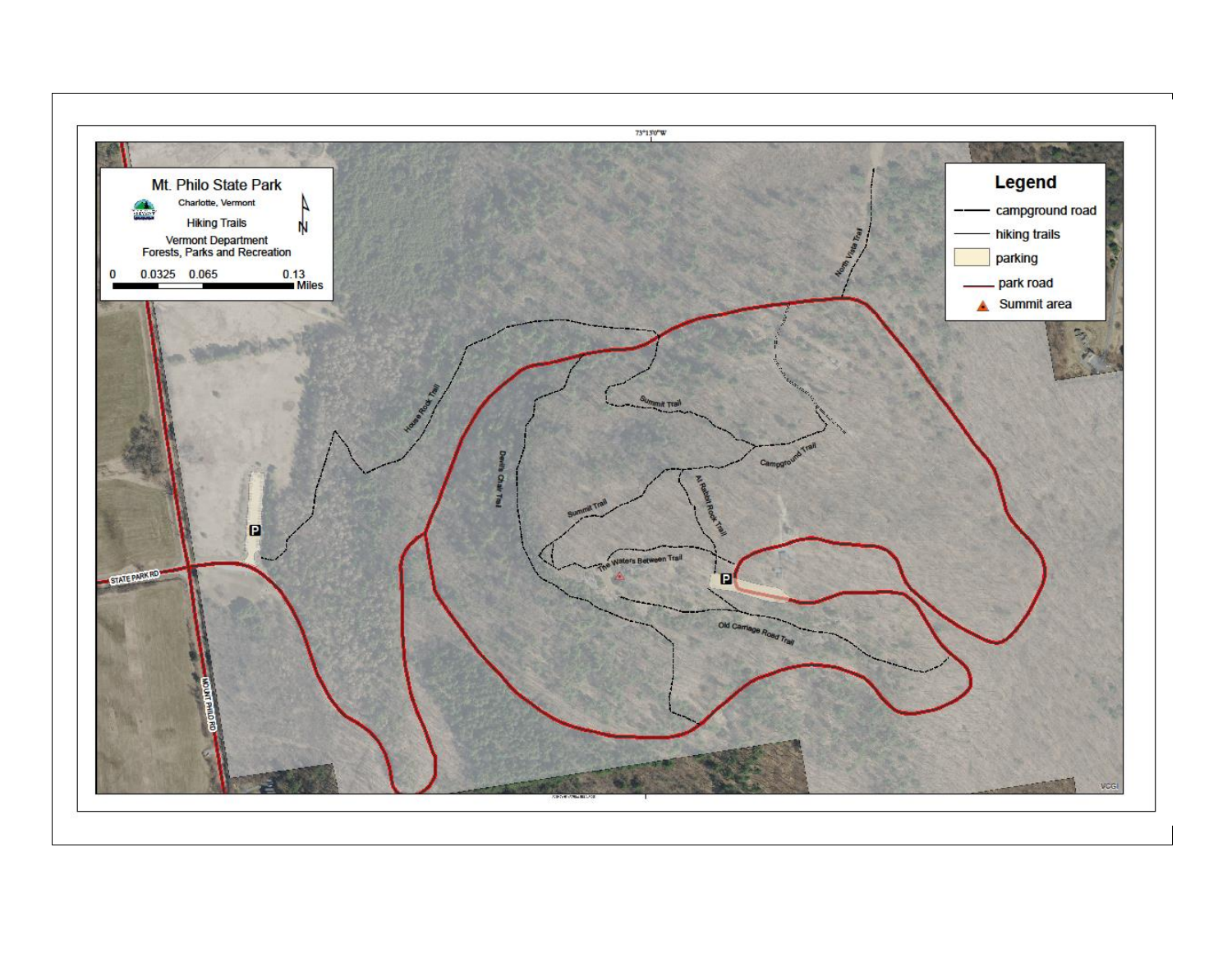# Mt. Philo State Park

Charlotte, Vermont

Hiking Trails

Vermont Department
Forests, Parks and Recreation

0 0.0325 0.065 0.13 Miles

N

73°13'0"W

## Legend

- campground road
- hiking trails
- parking
- park road
- Summit area

North Vista Trail

House Rock Trail

Summit Trail

Devil's Chair Trail

Campground Trail

Summit Trail

Al Rabbit Rock Trail

The Waters Between Trail

Old Carriage Road Trail

STATE PARK RD

MOUNT PHILO RD

P

P

VCGI